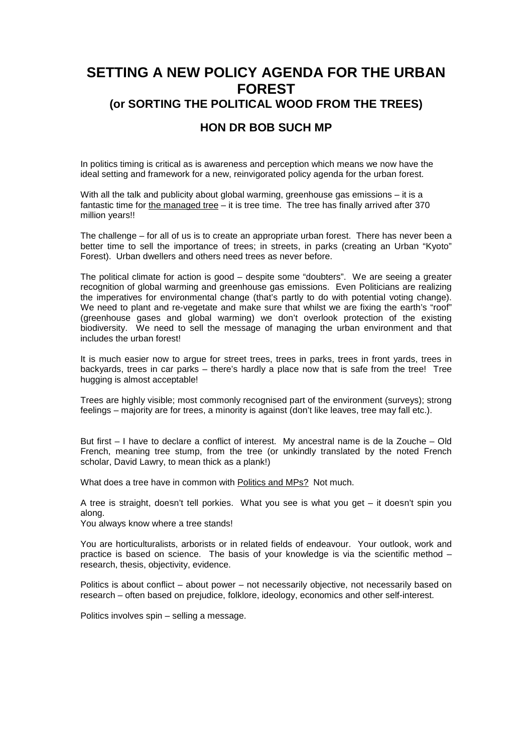# SETTING A NEW POLICY AGENDA FOR THE URBAN FOREST

## (or SORTING THE POLITICAL WOOD FROM THE TREES)

### HON DR BOB SUCH MP

In politics timing is critical as is awareness and perception which means we now have the ideal setting and framework for a new, reinvigorated policy agenda for the urban forest.

With all the talk and publicity about global warming, greenhouse gas emissions – it is a fantastic time for <u>the managed tree</u> – it is tree time. The tree has finally arrived after 370 million years!!

The challenge – for all of us is to create an appropriate urban forest. There has never been a better time to sell the importance of trees; in streets, in parks (creating an Urban "Kyoto" Forest). Urban dwellers and others need trees as never before.

The political climate for action is good – despite some "doubters". We are seeing a greater recognition of global warming and greenhouse gas emissions. Even Politicians are realizing the imperatives for environmental change (that's partly to do with potential voting change). We need to plant and re-vegetate and make sure that whilst we are fixing the earth's "roof" (greenhouse gases and global warming) we don't overlook protection of the existing biodiversity. We need to sell the message of managing the urban environment and that includes the urban forest!

It is much easier now to argue for street trees, trees in parks, trees in front yards, trees in backyards, trees in car parks – there's hardly a place now that is safe from the tree! Tree hugging is almost acceptable!

Trees are highly visible; most commonly recognised part of the environment (surveys); strong feelings – majority are for trees, a minority is against (don't like leaves, tree may fall etc.).

But first – I have to declare a conflict of interest. My ancestral name is de la Zouche – Old French, meaning tree stump, from the tree (or unkindly translated by the noted French scholar, David Lawry, to mean thick as a plank!)

What does a tree have in common with <u>Politics and MPs?</u> Not much.

A tree is straight, doesn't tell porkies. What you see is what you get – it doesn't spin you along.
You always know where a tree stands!

You are horticulturalists, arborists or in related fields of endeavour. Your outlook, work and practice is based on science. The basis of your knowledge is via the scientific method – research, thesis, objectivity, evidence.

Politics is about conflict – about power – not necessarily objective, not necessarily based on research – often based on prejudice, folklore, ideology, economics and other self-interest.

Politics involves spin – selling a message.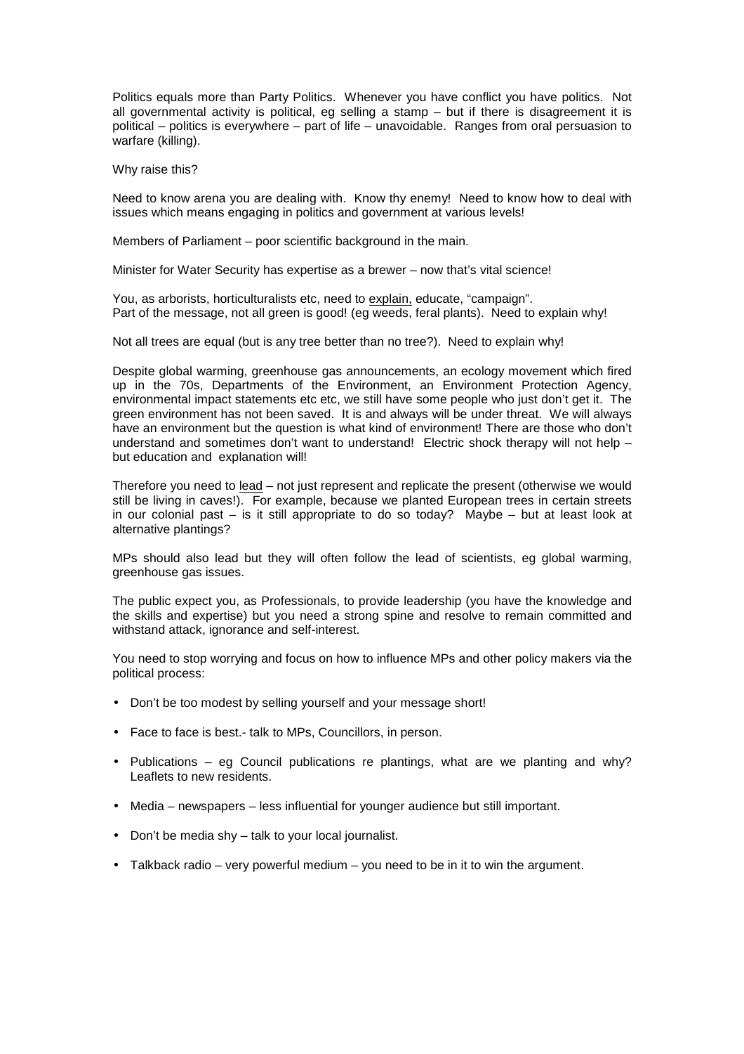Politics equals more than Party Politics. Whenever you have conflict you have politics. Not all governmental activity is political, eg selling a stamp – but if there is disagreement it is political – politics is everywhere – part of life – unavoidable. Ranges from oral persuasion to warfare (killing).

Why raise this?

Need to know arena you are dealing with. Know thy enemy! Need to know how to deal with issues which means engaging in politics and government at various levels!

Members of Parliament – poor scientific background in the main.

Minister for Water Security has expertise as a brewer – now that's vital science!

You, as arborists, horticulturalists etc, need to <u>explain,</u> educate, "campaign".
Part of the message, not all green is good! (eg weeds, feral plants). Need to explain why!

Not all trees are equal (but is any tree better than no tree?). Need to explain why!

Despite global warming, greenhouse gas announcements, an ecology movement which fired up in the 70s, Departments of the Environment, an Environment Protection Agency, environmental impact statements etc etc, we still have some people who just don't get it. The green environment has not been saved. It is and always will be under threat. We will always have an environment but the question is what kind of environment! There are those who don't understand and sometimes don't want to understand! Electric shock therapy will not help – but education and explanation will!

Therefore you need to <u>lead</u> – not just represent and replicate the present (otherwise we would still be living in caves!). For example, because we planted European trees in certain streets in our colonial past – is it still appropriate to do so today? Maybe – but at least look at alternative plantings?

MPs should also lead but they will often follow the lead of scientists, eg global warming, greenhouse gas issues.

The public expect you, as Professionals, to provide leadership (you have the knowledge and the skills and expertise) but you need a strong spine and resolve to remain committed and withstand attack, ignorance and self-interest.

You need to stop worrying and focus on how to influence MPs and other policy makers via the political process:

- Don't be too modest by selling yourself and your message short!
- Face to face is best.- talk to MPs, Councillors, in person.
- Publications – eg Council publications re plantings, what are we planting and why? Leaflets to new residents.
- Media – newspapers – less influential for younger audience but still important.
- Don't be media shy – talk to your local journalist.
- Talkback radio – very powerful medium – you need to be in it to win the argument.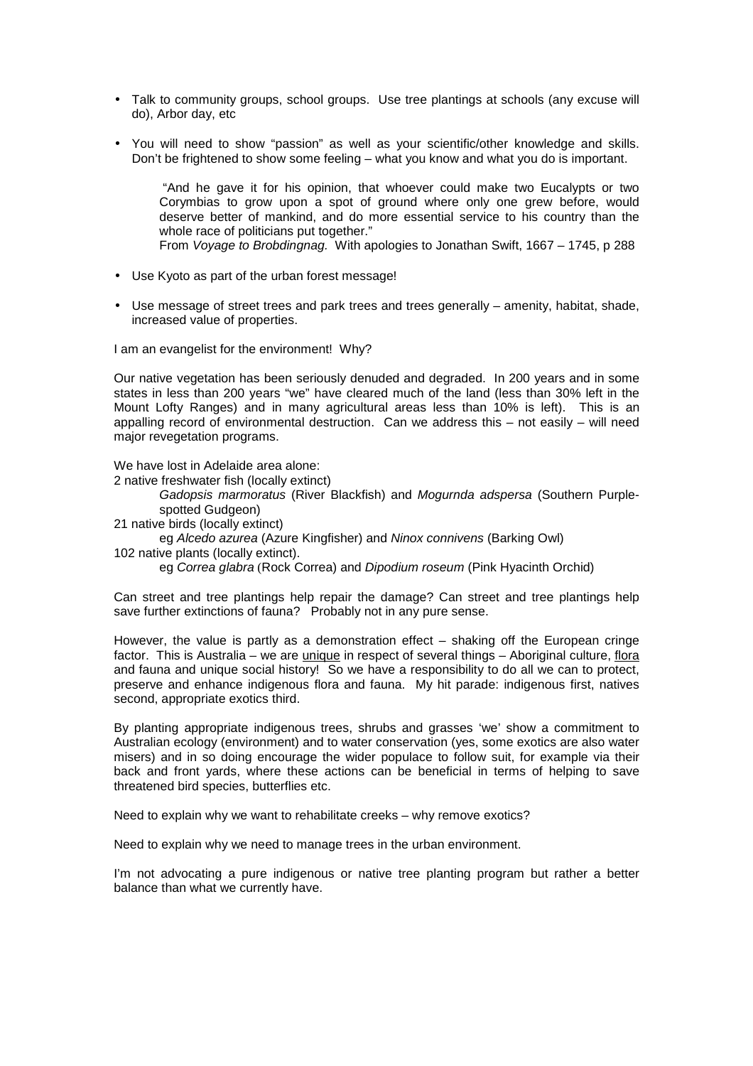- Talk to community groups, school groups. Use tree plantings at schools (any excuse will do), Arbor day, etc

- You will need to show "passion" as well as your scientific/other knowledge and skills. Don't be frightened to show some feeling – what you know and what you do is important.

> "And he gave it for his opinion, that whoever could make two Eucalypts or two Corymbias to grow upon a spot of ground where only one grew before, would deserve better of mankind, and do more essential service to his country than the whole race of politicians put together."
> From *Voyage to Brobdingnag*. With apologies to Jonathan Swift, 1667 – 1745, p 288

- Use Kyoto as part of the urban forest message!

- Use message of street trees and park trees and trees generally – amenity, habitat, shade, increased value of properties.

I am an evangelist for the environment! Why?

Our native vegetation has been seriously denuded and degraded. In 200 years and in some states in less than 200 years "we" have cleared much of the land (less than 30% left in the Mount Lofty Ranges) and in many agricultural areas less than 10% is left). This is an appalling record of environmental destruction. Can we address this – not easily – will need major revegetation programs.

We have lost in Adelaide area alone:

2 native freshwater fish (locally extinct)

*Gadopsis marmoratus* (River Blackfish) and *Mogurnda adspersa* (Southern Purple-spotted Gudgeon)

21 native birds (locally extinct)

eg *Alcedo azurea* (Azure Kingfisher) and *Ninox connivens* (Barking Owl)

102 native plants (locally extinct).

eg *Correa glabra* (Rock Correa) and *Dipodium roseum* (Pink Hyacinth Orchid)

Can street and tree plantings help repair the damage? Can street and tree plantings help save further extinctions of fauna? Probably not in any pure sense.

However, the value is partly as a demonstration effect – shaking off the European cringe factor. This is Australia – we are <u>unique</u> in respect of several things – Aboriginal culture, <u>flora</u> and fauna and unique social history! So we have a responsibility to do all we can to protect, preserve and enhance indigenous flora and fauna. My hit parade: indigenous first, natives second, appropriate exotics third.

By planting appropriate indigenous trees, shrubs and grasses 'we' show a commitment to Australian ecology (environment) and to water conservation (yes, some exotics are also water misers) and in so doing encourage the wider populace to follow suit, for example via their back and front yards, where these actions can be beneficial in terms of helping to save threatened bird species, butterflies etc.

Need to explain why we want to rehabilitate creeks – why remove exotics?

Need to explain why we need to manage trees in the urban environment.

I'm not advocating a pure indigenous or native tree planting program but rather a better balance than what we currently have.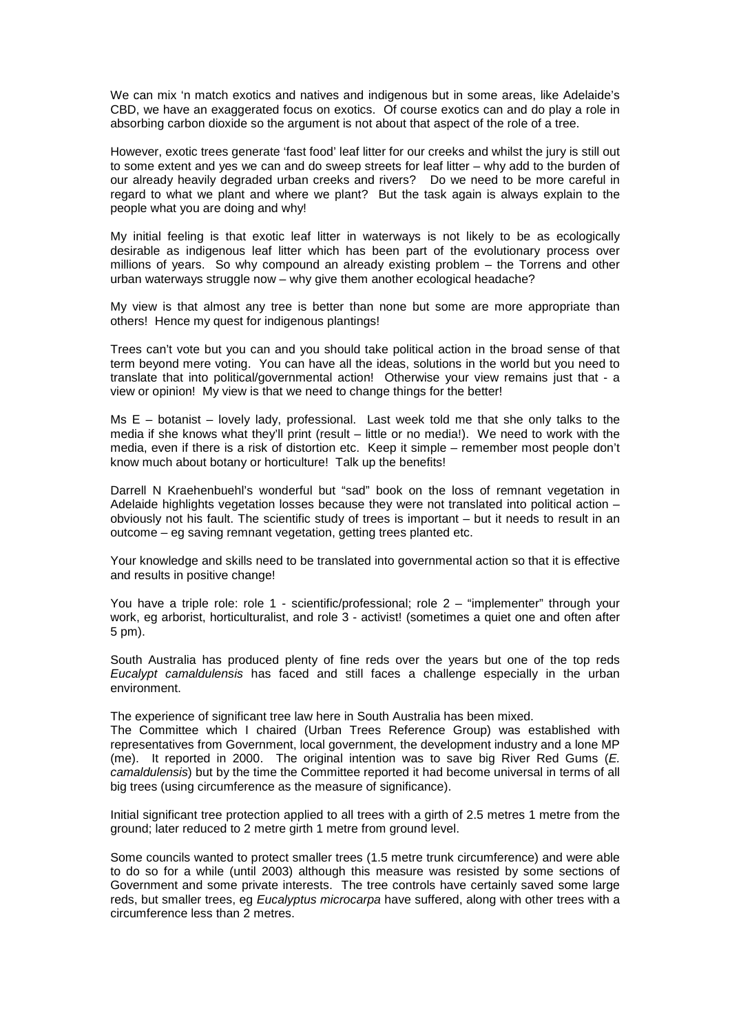We can mix 'n match exotics and natives and indigenous but in some areas, like Adelaide's CBD, we have an exaggerated focus on exotics. Of course exotics can and do play a role in absorbing carbon dioxide so the argument is not about that aspect of the role of a tree.

However, exotic trees generate 'fast food' leaf litter for our creeks and whilst the jury is still out to some extent and yes we can and do sweep streets for leaf litter – why add to the burden of our already heavily degraded urban creeks and rivers? Do we need to be more careful in regard to what we plant and where we plant? But the task again is always explain to the people what you are doing and why!

My initial feeling is that exotic leaf litter in waterways is not likely to be as ecologically desirable as indigenous leaf litter which has been part of the evolutionary process over millions of years. So why compound an already existing problem – the Torrens and other urban waterways struggle now – why give them another ecological headache?

My view is that almost any tree is better than none but some are more appropriate than others! Hence my quest for indigenous plantings!

Trees can't vote but you can and you should take political action in the broad sense of that term beyond mere voting. You can have all the ideas, solutions in the world but you need to translate that into political/governmental action! Otherwise your view remains just that - a view or opinion! My view is that we need to change things for the better!

Ms E – botanist – lovely lady, professional. Last week told me that she only talks to the media if she knows what they'll print (result – little or no media!). We need to work with the media, even if there is a risk of distortion etc. Keep it simple – remember most people don't know much about botany or horticulture! Talk up the benefits!

Darrell N Kraehenbuehl's wonderful but "sad" book on the loss of remnant vegetation in Adelaide highlights vegetation losses because they were not translated into political action – obviously not his fault. The scientific study of trees is important – but it needs to result in an outcome – eg saving remnant vegetation, getting trees planted etc.

Your knowledge and skills need to be translated into governmental action so that it is effective and results in positive change!

You have a triple role: role 1 - scientific/professional; role 2 – "implementer" through your work, eg arborist, horticulturalist, and role 3 - activist! (sometimes a quiet one and often after 5 pm).

South Australia has produced plenty of fine reds over the years but one of the top reds *Eucalypt camaldulensis* has faced and still faces a challenge especially in the urban environment.

The experience of significant tree law here in South Australia has been mixed.
The Committee which I chaired (Urban Trees Reference Group) was established with representatives from Government, local government, the development industry and a lone MP (me). It reported in 2000. The original intention was to save big River Red Gums (*E. camaldulensis*) but by the time the Committee reported it had become universal in terms of all big trees (using circumference as the measure of significance).

Initial significant tree protection applied to all trees with a girth of 2.5 metres 1 metre from the ground; later reduced to 2 metre girth 1 metre from ground level.

Some councils wanted to protect smaller trees (1.5 metre trunk circumference) and were able to do so for a while (until 2003) although this measure was resisted by some sections of Government and some private interests. The tree controls have certainly saved some large reds, but smaller trees, eg *Eucalyptus microcarpa* have suffered, along with other trees with a circumference less than 2 metres.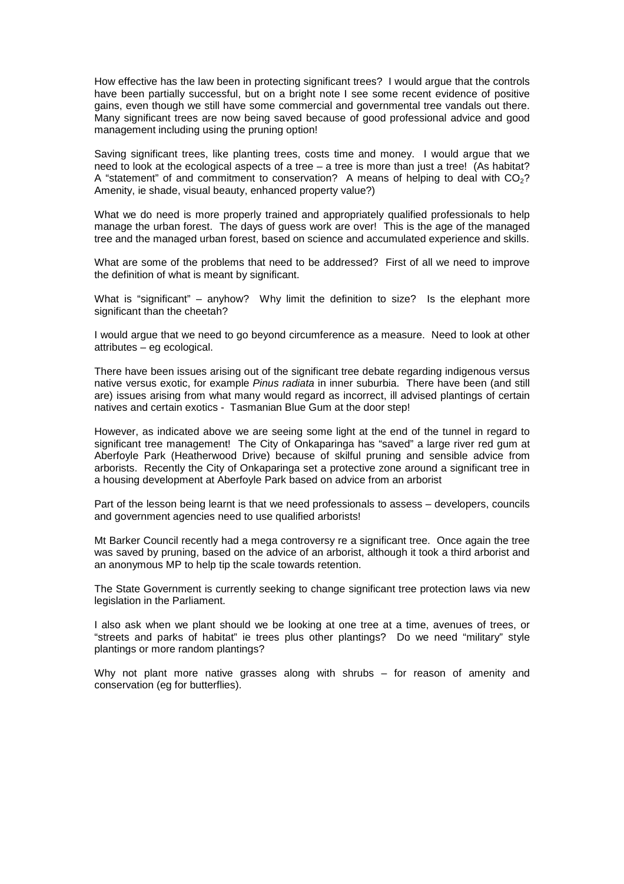How effective has the law been in protecting significant trees? I would argue that the controls have been partially successful, but on a bright note I see some recent evidence of positive gains, even though we still have some commercial and governmental tree vandals out there. Many significant trees are now being saved because of good professional advice and good management including using the pruning option!

Saving significant trees, like planting trees, costs time and money. I would argue that we need to look at the ecological aspects of a tree – a tree is more than just a tree! (As habitat? A "statement" of and commitment to conservation? A means of helping to deal with $CO_2$? Amenity, ie shade, visual beauty, enhanced property value?)

What we do need is more properly trained and appropriately qualified professionals to help manage the urban forest. The days of guess work are over! This is the age of the managed tree and the managed urban forest, based on science and accumulated experience and skills.

What are some of the problems that need to be addressed? First of all we need to improve the definition of what is meant by significant.

What is "significant" – anyhow? Why limit the definition to size? Is the elephant more significant than the cheetah?

I would argue that we need to go beyond circumference as a measure. Need to look at other attributes – eg ecological.

There have been issues arising out of the significant tree debate regarding indigenous versus native versus exotic, for example *Pinus radiata* in inner suburbia. There have been (and still are) issues arising from what many would regard as incorrect, ill advised plantings of certain natives and certain exotics - Tasmanian Blue Gum at the door step!

However, as indicated above we are seeing some light at the end of the tunnel in regard to significant tree management! The City of Onkaparinga has "saved" a large river red gum at Aberfoyle Park (Heatherwood Drive) because of skilful pruning and sensible advice from arborists. Recently the City of Onkaparinga set a protective zone around a significant tree in a housing development at Aberfoyle Park based on advice from an arborist

Part of the lesson being learnt is that we need professionals to assess – developers, councils and government agencies need to use qualified arborists!

Mt Barker Council recently had a mega controversy re a significant tree. Once again the tree was saved by pruning, based on the advice of an arborist, although it took a third arborist and an anonymous MP to help tip the scale towards retention.

The State Government is currently seeking to change significant tree protection laws via new legislation in the Parliament.

I also ask when we plant should we be looking at one tree at a time, avenues of trees, or "streets and parks of habitat" ie trees plus other plantings? Do we need "military" style plantings or more random plantings?

Why not plant more native grasses along with shrubs – for reason of amenity and conservation (eg for butterflies).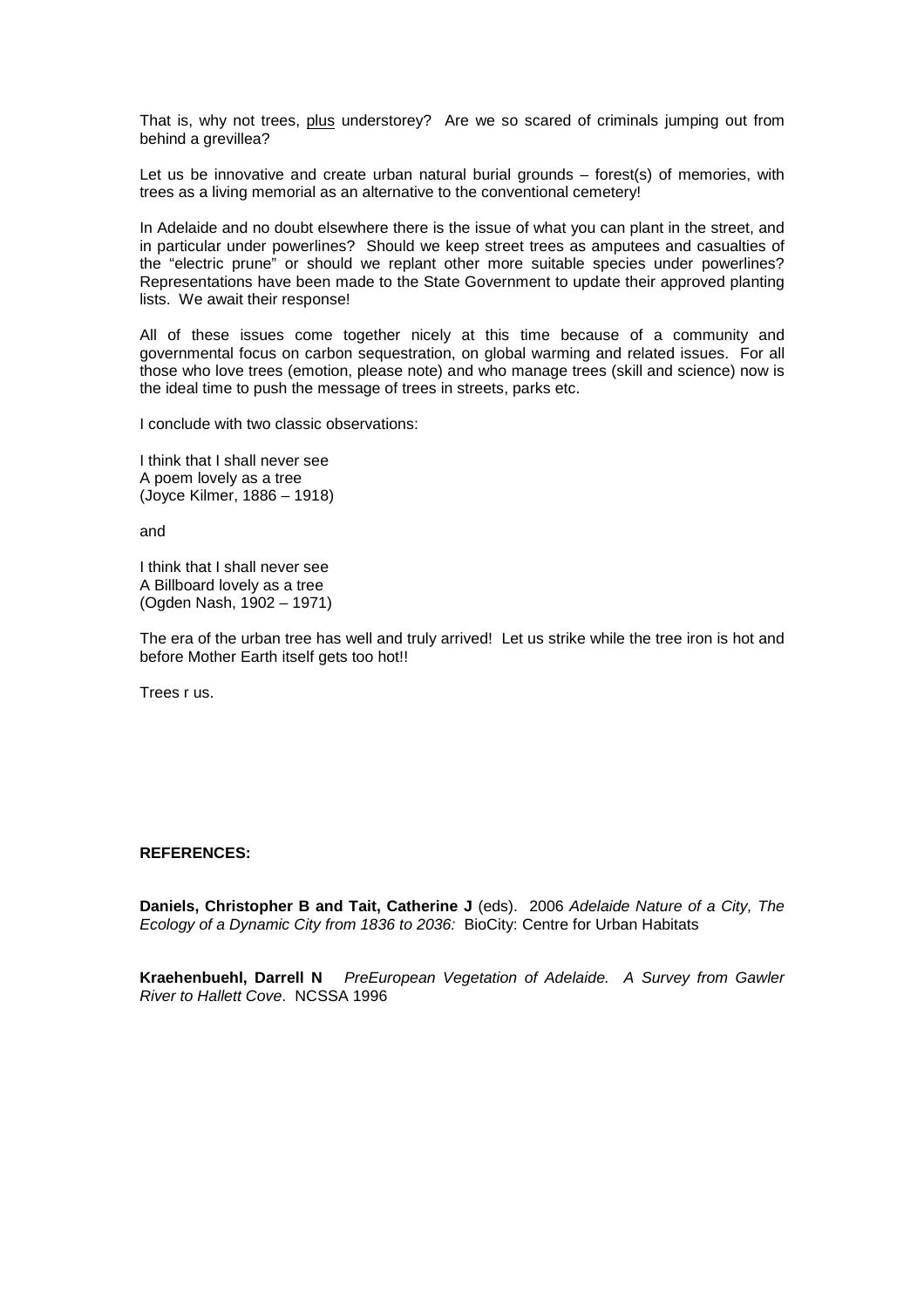That is, why not trees, <u>plus</u> understorey? Are we so scared of criminals jumping out from behind a grevillea?

Let us be innovative and create urban natural burial grounds – forest(s) of memories, with trees as a living memorial as an alternative to the conventional cemetery!

In Adelaide and no doubt elsewhere there is the issue of what you can plant in the street, and in particular under powerlines? Should we keep street trees as amputees and casualties of the "electric prune" or should we replant other more suitable species under powerlines? Representations have been made to the State Government to update their approved planting lists. We await their response!

All of these issues come together nicely at this time because of a community and governmental focus on carbon sequestration, on global warming and related issues. For all those who love trees (emotion, please note) and who manage trees (skill and science) now is the ideal time to push the message of trees in streets, parks etc.

I conclude with two classic observations:

I think that I shall never see  
A poem lovely as a tree  
(Joyce Kilmer, 1886 – 1918)

and

I think that I shall never see  
A Billboard lovely as a tree  
(Ogden Nash, 1902 – 1971)

The era of the urban tree has well and truly arrived! Let us strike while the tree iron is hot and before Mother Earth itself gets too hot!!

Trees r us.

**REFERENCES:**

**Daniels, Christopher B and Tait, Catherine J** (eds). 2006 *Adelaide Nature of a City, The Ecology of a Dynamic City from 1836 to 2036:* BioCity: Centre for Urban Habitats

**Kraehenbuehl, Darrell N** *PreEuropean Vegetation of Adelaide. A Survey from Gawler River to Hallett Cove*. NCSSA 1996